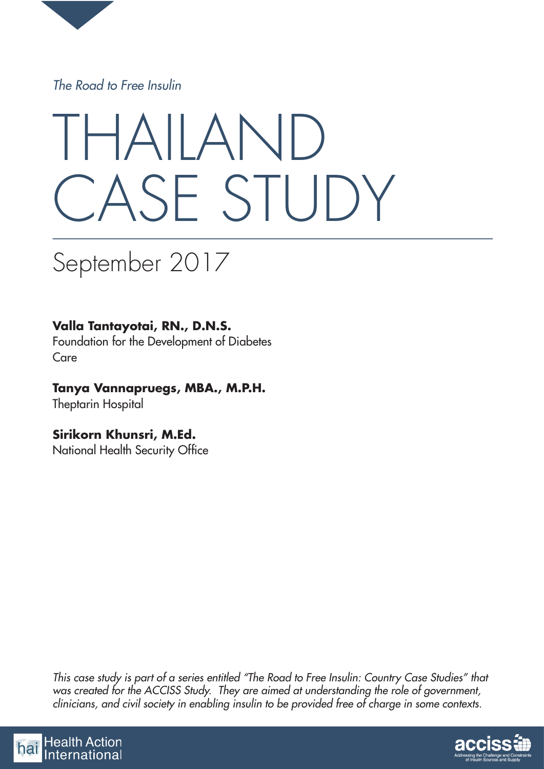*The Road to Free Insulin*

# THAILAND CASE STUDY

## September 2017

**Valla Tantayotai, RN., D.N.S.**
Foundation for the Development of Diabetes Care

**Tanya Vannapruegs, MBA., M.P.H.**
Theptarin Hospital

**Sirikorn Khunsri, M.Ed.**
National Health Security Office

*This case study is part of a series entitled "The Road to Free Insulin: Country Case Studies" that was created for the ACCISS Study. They are aimed at understanding the role of government, clinicians, and civil society in enabling insulin to be provided free of charge in some contexts.*

Health Action International

acciss — Addressing the Challenge and Constraints of Insulin Sources and Supply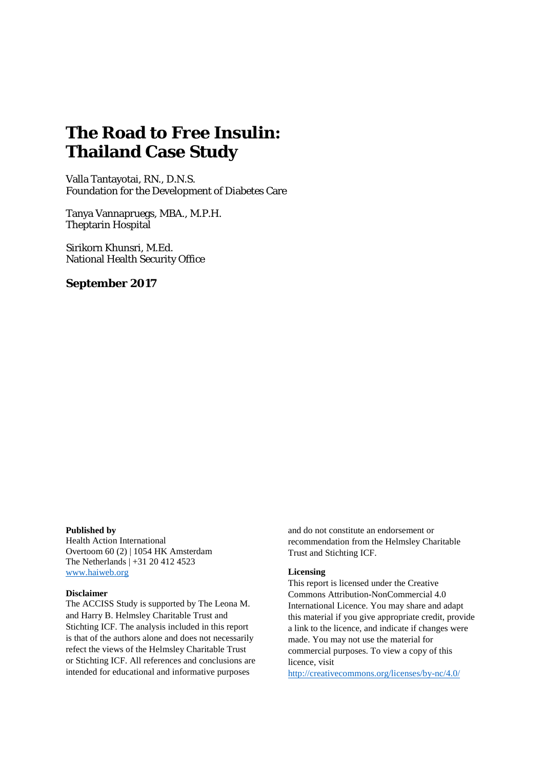# The Road to Free Insulin: Thailand Case Study

Valla Tantayotai, RN., D.N.S.
Foundation for the Development of Diabetes Care

Tanya Vannapruegs, MBA., M.P.H.
Theptarin Hospital

Sirikorn Khunsri, M.Ed.
National Health Security Office

**September 2017**

**Published by**
Health Action International
Overtoom 60 (2) | 1054 HK Amsterdam
The Netherlands | +31 20 412 4523
www.haiweb.org

**Disclaimer**
The ACCISS Study is supported by The Leona M. and Harry B. Helmsley Charitable Trust and Stichting ICF. The analysis included in this report is that of the authors alone and does not necessarily refect the views of the Helmsley Charitable Trust or Stichting ICF. All references and conclusions are intended for educational and informative purposes and do not constitute an endorsement or recommendation from the Helmsley Charitable Trust and Stichting ICF.

**Licensing**
This report is licensed under the Creative Commons Attribution-NonCommercial 4.0 International Licence. You may share and adapt this material if you give appropriate credit, provide a link to the licence, and indicate if changes were made. You may not use the material for commercial purposes. To view a copy of this licence, visit
http://creativecommons.org/licenses/by-nc/4.0/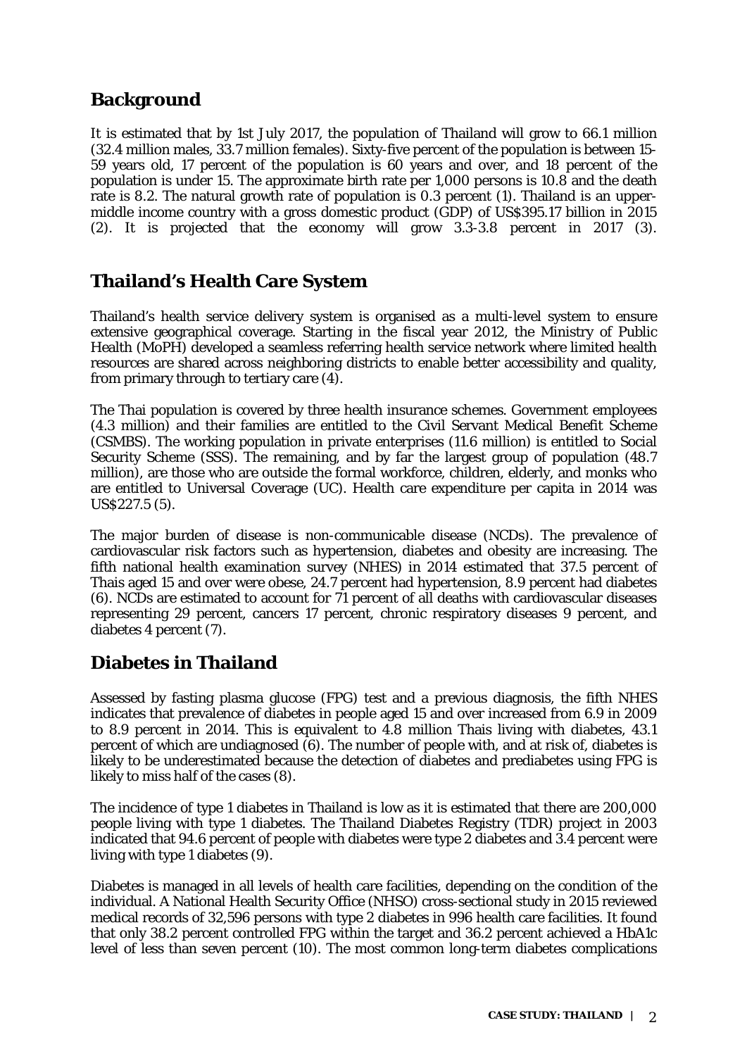## Background

It is estimated that by 1st July 2017, the population of Thailand will grow to 66.1 million (32.4 million males, 33.7 million females). Sixty-five percent of the population is between 15-59 years old, 17 percent of the population is 60 years and over, and 18 percent of the population is under 15. The approximate birth rate per 1,000 persons is 10.8 and the death rate is 8.2. The natural growth rate of population is 0.3 percent (1). Thailand is an upper-middle income country with a gross domestic product (GDP) of US$395.17 billion in 2015 (2). It is projected that the economy will grow 3.3-3.8 percent in 2017 (3).

## Thailand's Health Care System

Thailand's health service delivery system is organised as a multi-level system to ensure extensive geographical coverage. Starting in the fiscal year 2012, the Ministry of Public Health (MoPH) developed a seamless referring health service network where limited health resources are shared across neighboring districts to enable better accessibility and quality, from primary through to tertiary care (4).

The Thai population is covered by three health insurance schemes. Government employees (4.3 million) and their families are entitled to the Civil Servant Medical Benefit Scheme (CSMBS). The working population in private enterprises (11.6 million) is entitled to Social Security Scheme (SSS). The remaining, and by far the largest group of population (48.7 million), are those who are outside the formal workforce, children, elderly, and monks who are entitled to Universal Coverage (UC). Health care expenditure per capita in 2014 was US$227.5 (5).

The major burden of disease is non-communicable disease (NCDs). The prevalence of cardiovascular risk factors such as hypertension, diabetes and obesity are increasing. The fifth national health examination survey (NHES) in 2014 estimated that 37.5 percent of Thais aged 15 and over were obese, 24.7 percent had hypertension, 8.9 percent had diabetes (6). NCDs are estimated to account for 71 percent of all deaths with cardiovascular diseases representing 29 percent, cancers 17 percent, chronic respiratory diseases 9 percent, and diabetes 4 percent (7).

## Diabetes in Thailand

Assessed by fasting plasma glucose (FPG) test and a previous diagnosis, the fifth NHES indicates that prevalence of diabetes in people aged 15 and over increased from 6.9 in 2009 to 8.9 percent in 2014. This is equivalent to 4.8 million Thais living with diabetes, 43.1 percent of which are undiagnosed (6). The number of people with, and at risk of, diabetes is likely to be underestimated because the detection of diabetes and prediabetes using FPG is likely to miss half of the cases (8).

The incidence of type 1 diabetes in Thailand is low as it is estimated that there are 200,000 people living with type 1 diabetes. The Thailand Diabetes Registry (TDR) project in 2003 indicated that 94.6 percent of people with diabetes were type 2 diabetes and 3.4 percent were living with type 1 diabetes (9).

Diabetes is managed in all levels of health care facilities, depending on the condition of the individual. A National Health Security Office (NHSO) cross-sectional study in 2015 reviewed medical records of 32,596 persons with type 2 diabetes in 996 health care facilities. It found that only 38.2 percent controlled FPG within the target and 36.2 percent achieved a HbA1c level of less than seven percent (10). The most common long-term diabetes complications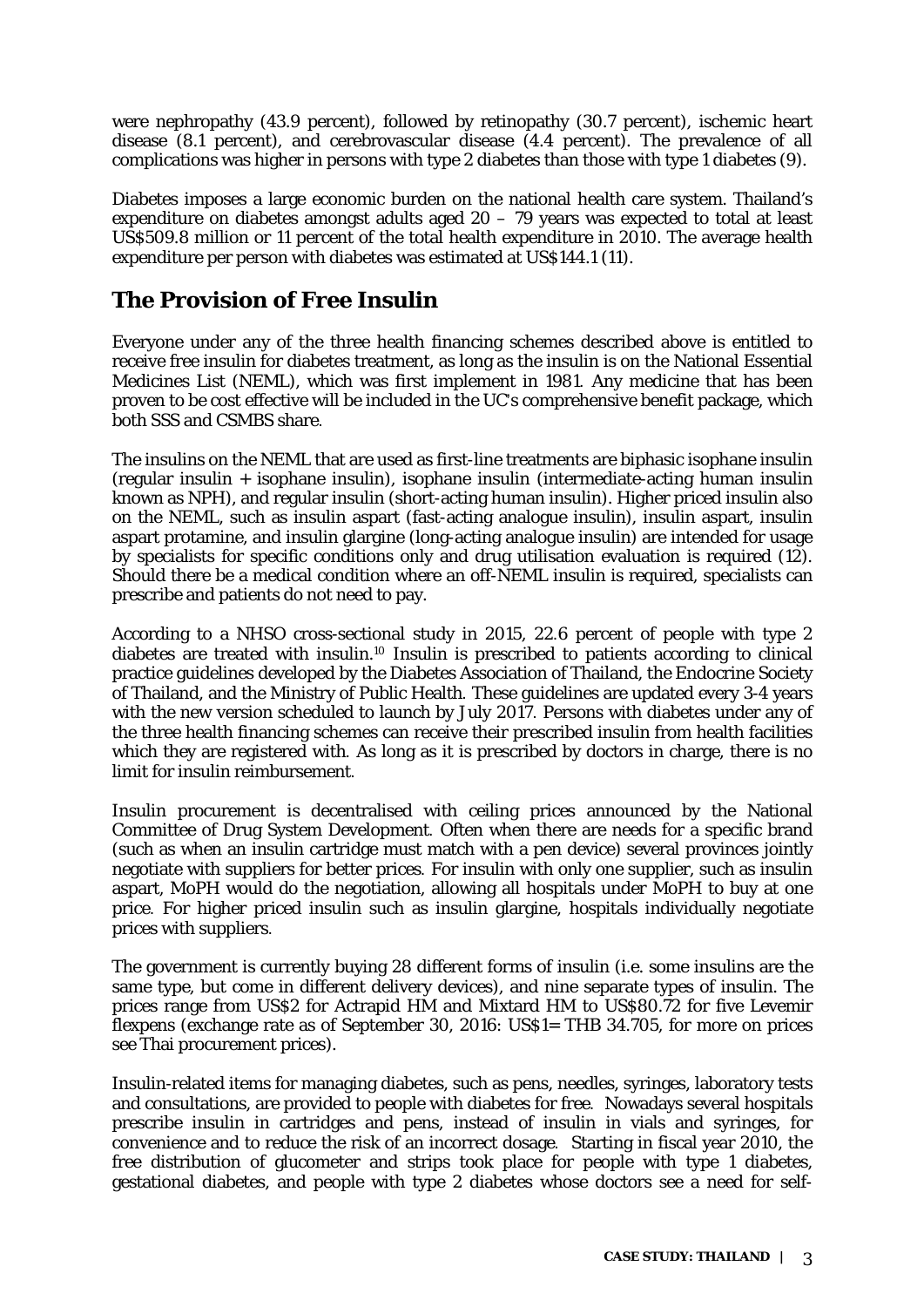were nephropathy (43.9 percent), followed by retinopathy (30.7 percent), ischemic heart disease (8.1 percent), and cerebrovascular disease (4.4 percent). The prevalence of all complications was higher in persons with type 2 diabetes than those with type 1 diabetes (9).

Diabetes imposes a large economic burden on the national health care system. Thailand's expenditure on diabetes amongst adults aged 20 – 79 years was expected to total at least US$509.8 million or 11 percent of the total health expenditure in 2010. The average health expenditure per person with diabetes was estimated at US$144.1 (11).

## The Provision of Free Insulin

Everyone under any of the three health financing schemes described above is entitled to receive free insulin for diabetes treatment, as long as the insulin is on the National Essential Medicines List (NEML), which was first implement in 1981. Any medicine that has been proven to be cost effective will be included in the UC's comprehensive benefit package, which both SSS and CSMBS share.

The insulins on the NEML that are used as first-line treatments are biphasic isophane insulin (regular insulin + isophane insulin), isophane insulin (intermediate-acting human insulin known as NPH), and regular insulin (short-acting human insulin). Higher priced insulin also on the NEML, such as insulin aspart (fast-acting analogue insulin), insulin aspart, insulin aspart protamine, and insulin glargine (long-acting analogue insulin) are intended for usage by specialists for specific conditions only and drug utilisation evaluation is required (12). Should there be a medical condition where an off-NEML insulin is required, specialists can prescribe and patients do not need to pay.

According to a NHSO cross-sectional study in 2015, 22.6 percent of people with type 2 diabetes are treated with insulin.[10] Insulin is prescribed to patients according to clinical practice guidelines developed by the Diabetes Association of Thailand, the Endocrine Society of Thailand, and the Ministry of Public Health. These guidelines are updated every 3-4 years with the new version scheduled to launch by July 2017. Persons with diabetes under any of the three health financing schemes can receive their prescribed insulin from health facilities which they are registered with. As long as it is prescribed by doctors in charge, there is no limit for insulin reimbursement.

Insulin procurement is decentralised with ceiling prices announced by the National Committee of Drug System Development. Often when there are needs for a specific brand (such as when an insulin cartridge must match with a pen device) several provinces jointly negotiate with suppliers for better prices. For insulin with only one supplier, such as insulin aspart, MoPH would do the negotiation, allowing all hospitals under MoPH to buy at one price. For higher priced insulin such as insulin glargine, hospitals individually negotiate prices with suppliers.

The government is currently buying 28 different forms of insulin (i.e. some insulins are the same type, but come in different delivery devices), and nine separate types of insulin. The prices range from US$2 for Actrapid HM and Mixtard HM to US$80.72 for five Levemir flexpens (exchange rate as of September 30, 2016: US$1= THB 34.705, for more on prices see Thai procurement prices).

Insulin-related items for managing diabetes, such as pens, needles, syringes, laboratory tests and consultations, are provided to people with diabetes for free. Nowadays several hospitals prescribe insulin in cartridges and pens, instead of insulin in vials and syringes, for convenience and to reduce the risk of an incorrect dosage. Starting in fiscal year 2010, the free distribution of glucometer and strips took place for people with type 1 diabetes, gestational diabetes, and people with type 2 diabetes whose doctors see a need for self-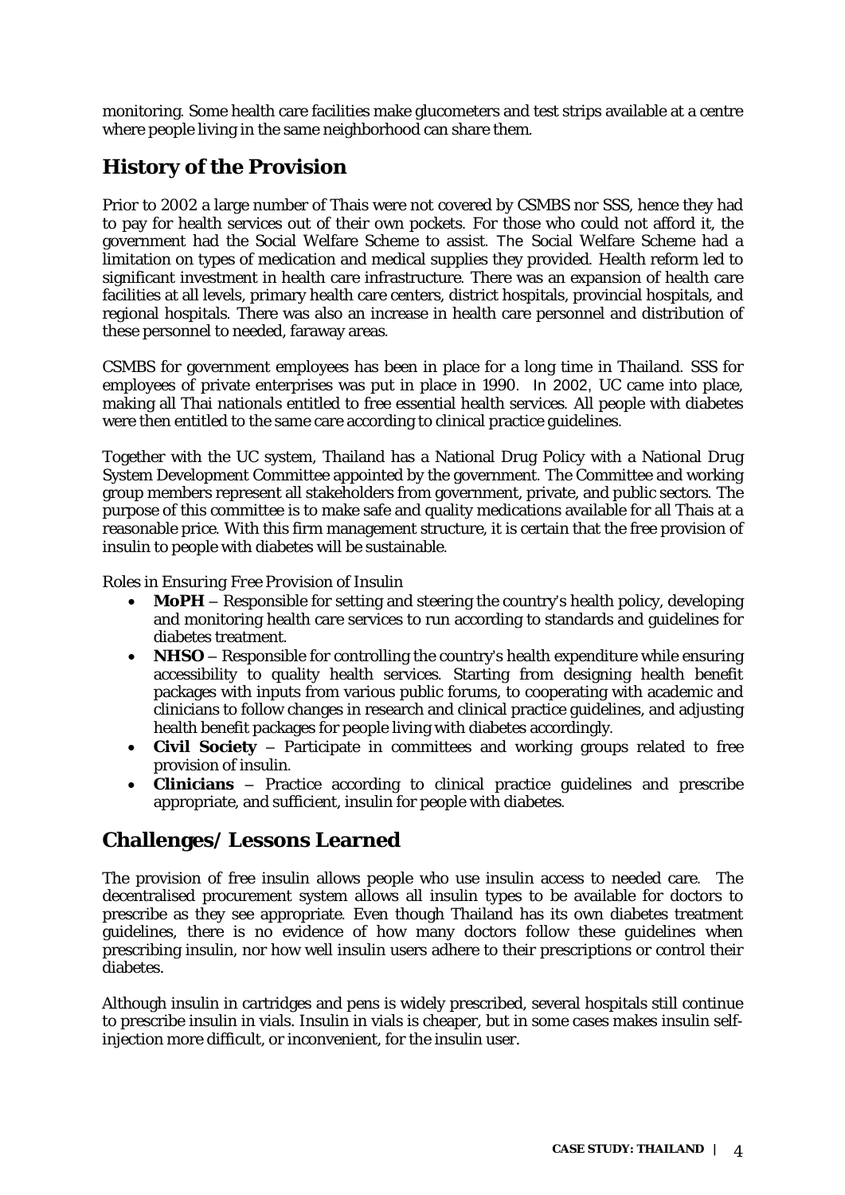monitoring. Some health care facilities make glucometers and test strips available at a centre where people living in the same neighborhood can share them.

## History of the Provision

Prior to 2002 a large number of Thais were not covered by CSMBS nor SSS, hence they had to pay for health services out of their own pockets. For those who could not afford it, the government had the Social Welfare Scheme to assist. The Social Welfare Scheme had a limitation on types of medication and medical supplies they provided. Health reform led to significant investment in health care infrastructure. There was an expansion of health care facilities at all levels, primary health care centers, district hospitals, provincial hospitals, and regional hospitals. There was also an increase in health care personnel and distribution of these personnel to needed, faraway areas.

CSMBS for government employees has been in place for a long time in Thailand. SSS for employees of private enterprises was put in place in 1990. In 2002, UC came into place, making all Thai nationals entitled to free essential health services. All people with diabetes were then entitled to the same care according to clinical practice guidelines.

Together with the UC system, Thailand has a National Drug Policy with a National Drug System Development Committee appointed by the government. The Committee and working group members represent all stakeholders from government, private, and public sectors. The purpose of this committee is to make safe and quality medications available for all Thais at a reasonable price. With this firm management structure, it is certain that the free provision of insulin to people with diabetes will be sustainable.

*Roles in Ensuring Free Provision of Insulin*

- **MoPH** – Responsible for setting and steering the country's health policy, developing and monitoring health care services to run according to standards and guidelines for diabetes treatment.
- **NHSO** – Responsible for controlling the country's health expenditure while ensuring accessibility to quality health services. Starting from designing health benefit packages with inputs from various public forums, to cooperating with academic and clinicians to follow changes in research and clinical practice guidelines, and adjusting health benefit packages for people living with diabetes accordingly.
- **Civil Society** – Participate in committees and working groups related to free provision of insulin.
- **Clinicians** – Practice according to clinical practice guidelines and prescribe appropriate, and sufficient, insulin for people with diabetes.

## Challenges/ Lessons Learned

The provision of free insulin allows people who use insulin access to needed care. The decentralised procurement system allows all insulin types to be available for doctors to prescribe as they see appropriate. Even though Thailand has its own diabetes treatment guidelines, there is no evidence of how many doctors follow these guidelines when prescribing insulin, nor how well insulin users adhere to their prescriptions or control their diabetes.

Although insulin in cartridges and pens is widely prescribed, several hospitals still continue to prescribe insulin in vials. Insulin in vials is cheaper, but in some cases makes insulin self-injection more difficult, or inconvenient, for the insulin user.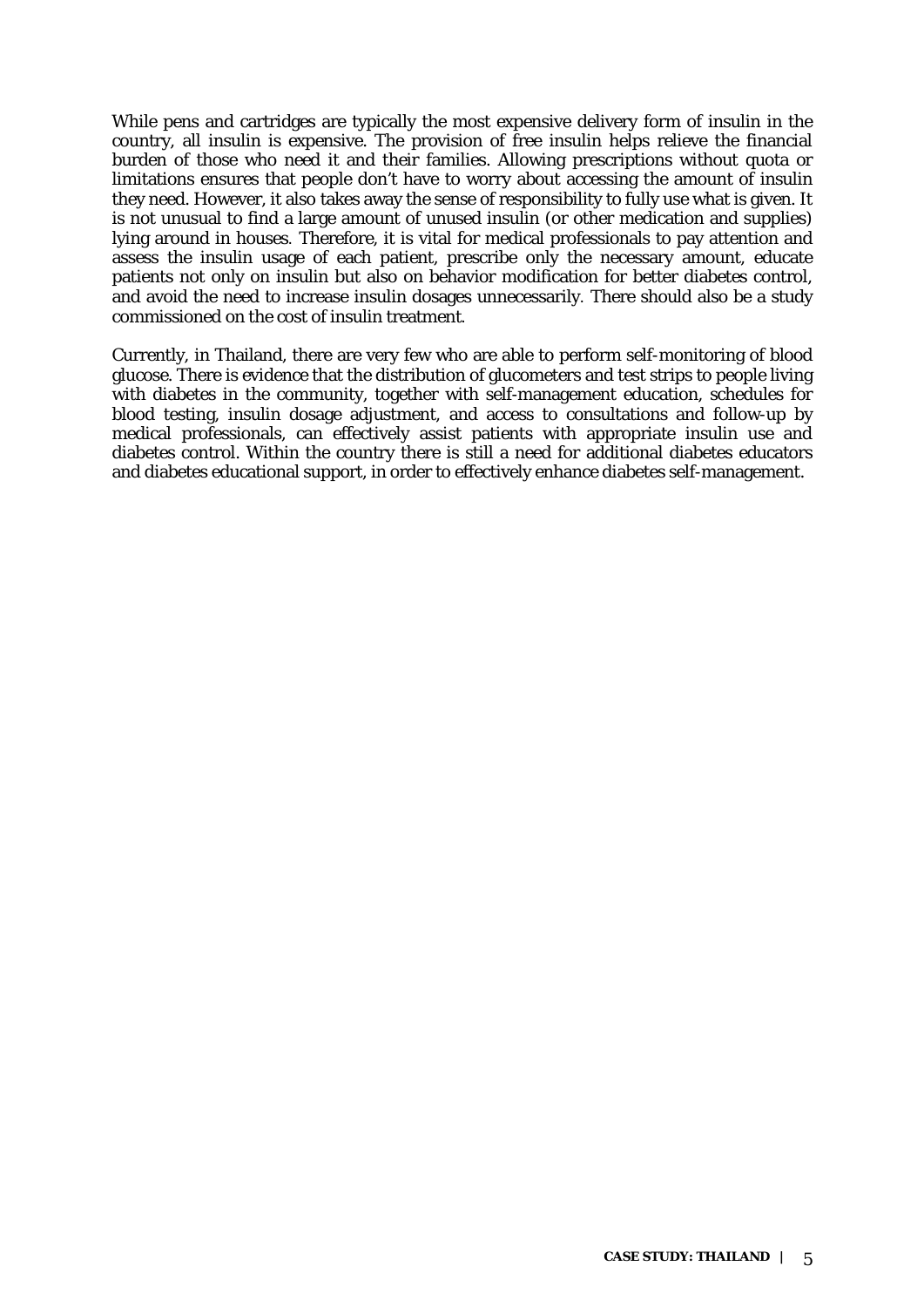While pens and cartridges are typically the most expensive delivery form of insulin in the country, all insulin is expensive. The provision of free insulin helps relieve the financial burden of those who need it and their families. Allowing prescriptions without quota or limitations ensures that people don't have to worry about accessing the amount of insulin they need. However, it also takes away the sense of responsibility to fully use what is given. It is not unusual to find a large amount of unused insulin (or other medication and supplies) lying around in houses. Therefore, it is vital for medical professionals to pay attention and assess the insulin usage of each patient, prescribe only the necessary amount, educate patients not only on insulin but also on behavior modification for better diabetes control, and avoid the need to increase insulin dosages unnecessarily. There should also be a study commissioned on the cost of insulin treatment.

Currently, in Thailand, there are very few who are able to perform self-monitoring of blood glucose. There is evidence that the distribution of glucometers and test strips to people living with diabetes in the community, together with self-management education, schedules for blood testing, insulin dosage adjustment, and access to consultations and follow-up by medical professionals, can effectively assist patients with appropriate insulin use and diabetes control. Within the country there is still a need for additional diabetes educators and diabetes educational support, in order to effectively enhance diabetes self-management.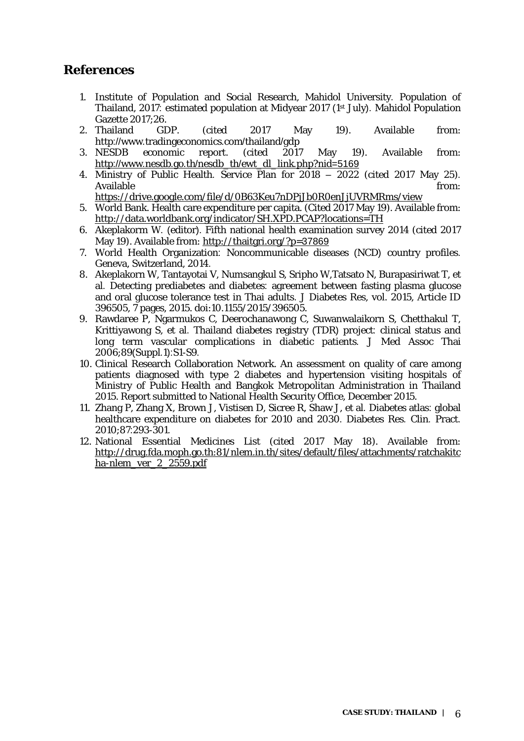## References

1. Institute of Population and Social Research, Mahidol University. Population of Thailand, 2017: estimated population at Midyear 2017 (1st July). Mahidol Population Gazette 2017;26.
2. Thailand GDP. (cited 2017 May 19). Available from: http://www.tradingeconomics.com/thailand/gdp
3. NESDB economic report. (cited 2017 May 19). Available from: http://www.nesdb.go.th/nesdb_th/ewt_dl_link.php?nid=5169
4. Ministry of Public Health. Service Plan for 2018 – 2022 (cited 2017 May 25). Available from: https://drive.google.com/file/d/0B63Keu7nDPjJb0R0enJjUVRMRms/view
5. World Bank. Health care expenditure per capita. (Cited 2017 May 19). Available from: http://data.worldbank.org/indicator/SH.XPD.PCAP?locations=TH
6. Akeplakorm W. (editor). Fifth national health examination survey 2014 (cited 2017 May 19). Available from: http://thaitgri.org/?p=37869
7. World Health Organization: Noncommunicable diseases (NCD) country profiles. Geneva, Switzerland, 2014.
8. Akeplakorn W, Tantayotai V, Numsangkul S, Sripho W,Tatsato N, Burapasiriwat T, et al. Detecting prediabetes and diabetes: agreement between fasting plasma glucose and oral glucose tolerance test in Thai adults. J Diabetes Res, vol. 2015, Article ID 396505, 7 pages, 2015. doi:10.1155/2015/396505.
9. Rawdaree P, Ngarmukos C, Deerochanawong C, Suwanwalaikorn S, Chetthakul T, Krittiyawong S, et al. Thailand diabetes registry (TDR) project: clinical status and long term vascular complications in diabetic patients. J Med Assoc Thai 2006;89(Suppl.1):S1-S9.
10. Clinical Research Collaboration Network. An assessment on quality of care among patients diagnosed with type 2 diabetes and hypertension visiting hospitals of Ministry of Public Health and Bangkok Metropolitan Administration in Thailand 2015. Report submitted to National Health Security Office, December 2015.
11. Zhang P, Zhang X, Brown J, Vistisen D, Sicree R, Shaw J, et al. Diabetes atlas: global healthcare expenditure on diabetes for 2010 and 2030. Diabetes Res. Clin. Pract. 2010;87:293-301.
12. National Essential Medicines List (cited 2017 May 18). Available from: http://drug.fda.moph.go.th:81/nlem.in.th/sites/default/files/attachments/ratchakitcha-nlem_ver_2_2559.pdf